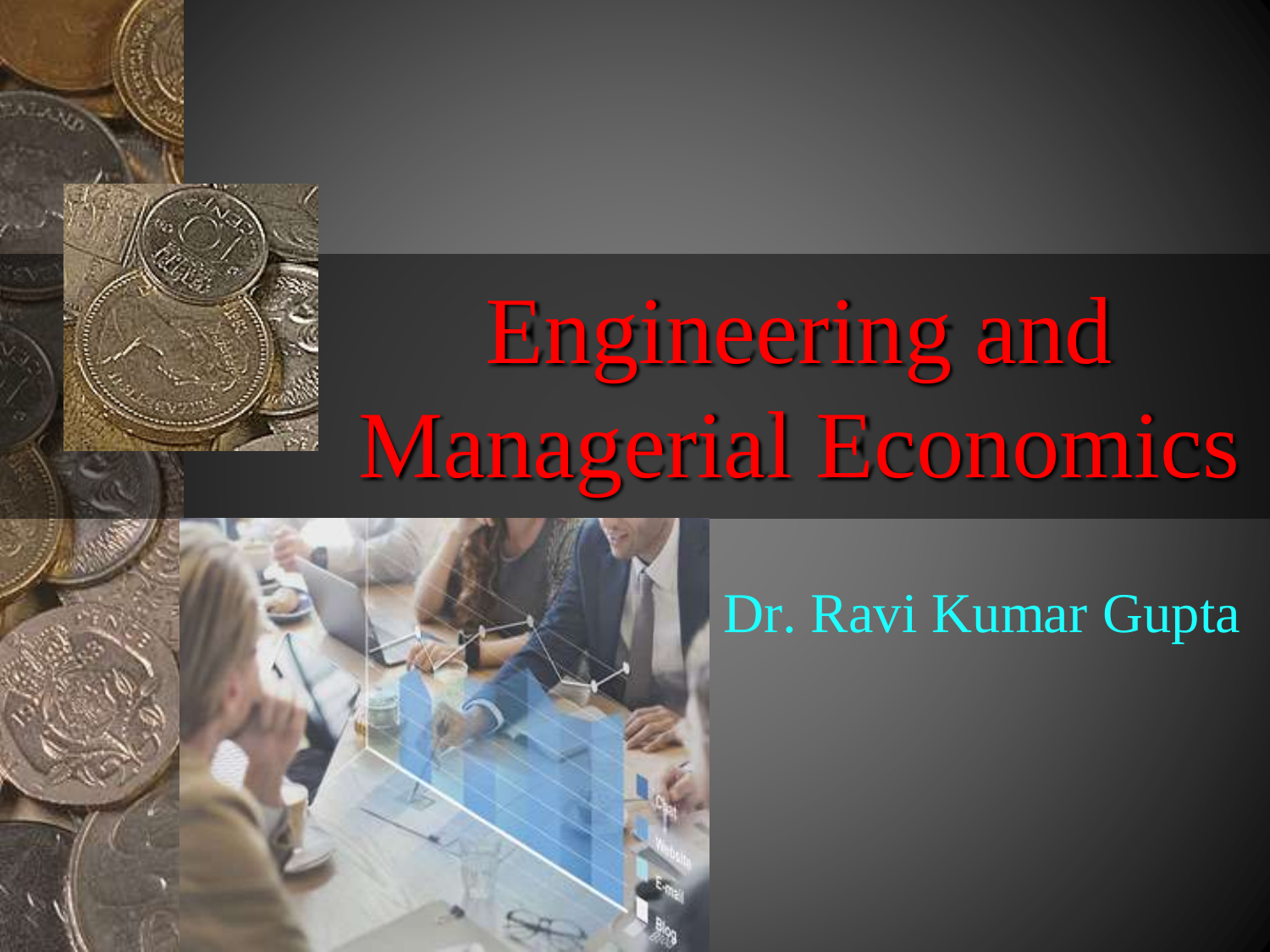# Engineering and Managerial Economics

Dr. Ravi Kumar Gupta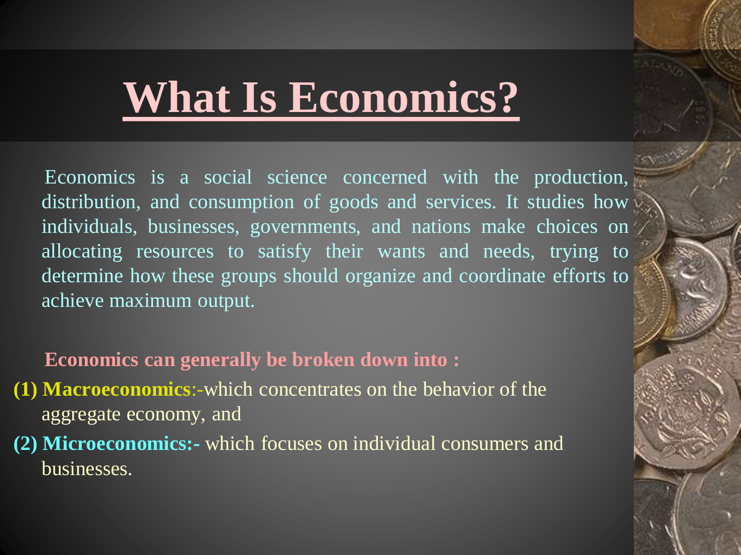# What Is Economics?

Economics is a social science concerned with the production, distribution, and consumption of goods and services. It studies how individuals, businesses, governments, and nations make choices on allocating resources to satisfy their wants and needs, trying to determine how these groups should organize and coordinate efforts to achieve maximum output.

**Economics can generally be broken down into :**

**(1) Macroeconomics**:-which concentrates on the behavior of the aggregate economy, and

**(2) Microeconomics:-** which focuses on individual consumers and businesses.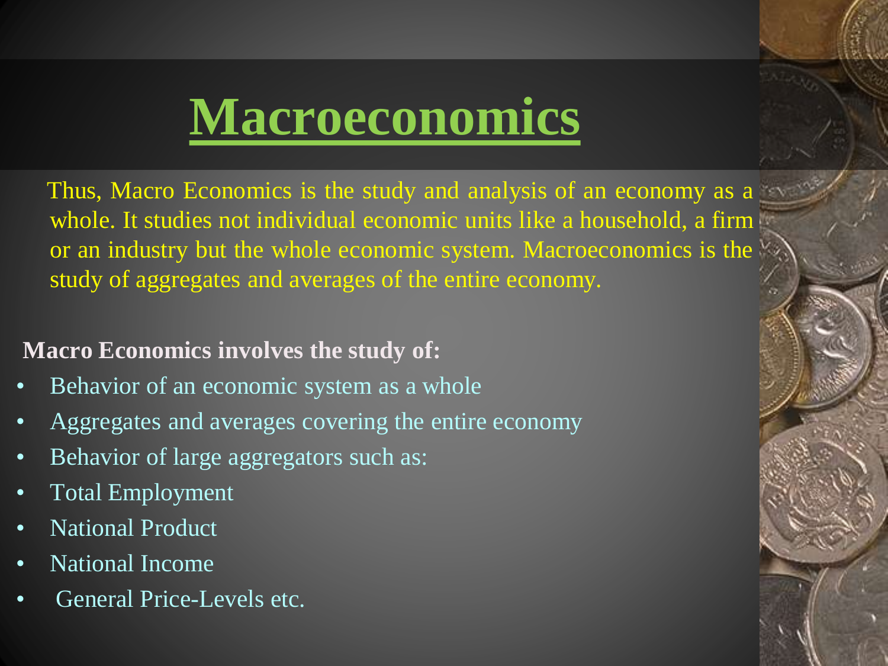# Macroeconomics

Thus, Macro Economics is the study and analysis of an economy as a whole. It studies not individual economic units like a household, a firm or an industry but the whole economic system. Macroeconomics is the study of aggregates and averages of the entire economy.

**Macro Economics involves the study of:**

- Behavior of an economic system as a whole
- Aggregates and averages covering the entire economy
- Behavior of large aggregators such as:
- Total Employment
- National Product
- National Income
- General Price-Levels etc.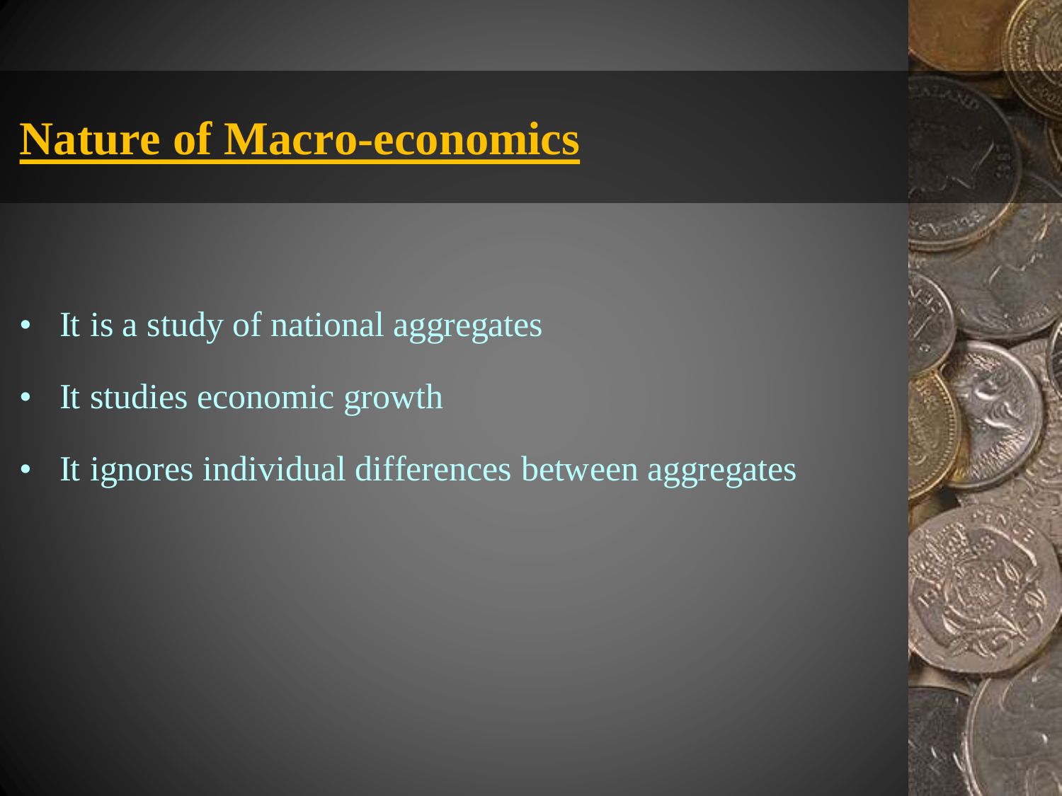# Nature of Macro-economics

- It is a study of national aggregates
- It studies economic growth
- It ignores individual differences between aggregates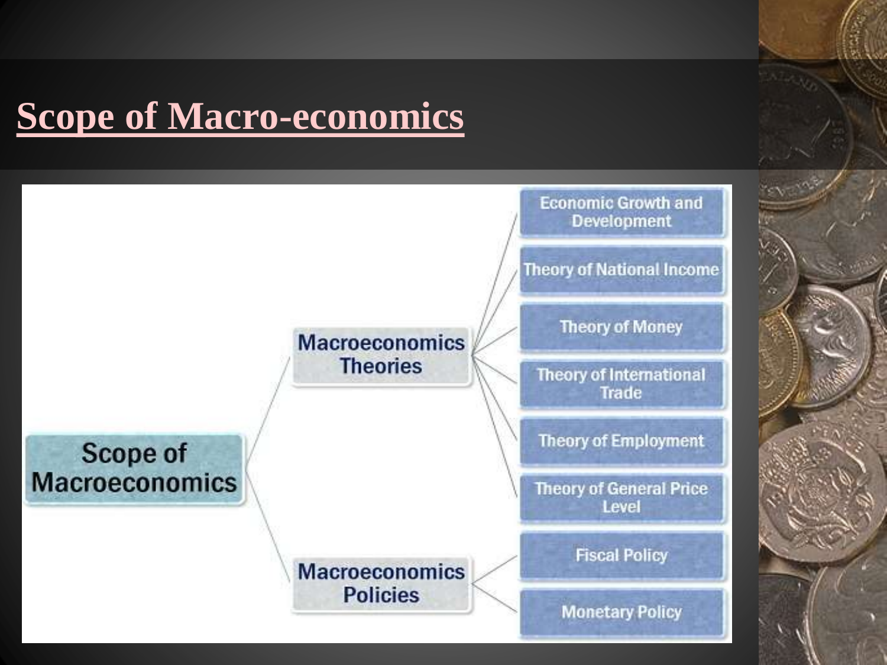# Scope of Macro-economics

- Scope of Macroeconomics
  - Macroeconomics Theories
    - Economic Growth and Development
    - Theory of National Income
    - Theory of Money
    - Theory of International Trade
    - Theory of Employment
    - Theory of General Price Level
  - Macroeconomics Policies
    - Fiscal Policy
    - Monetary Policy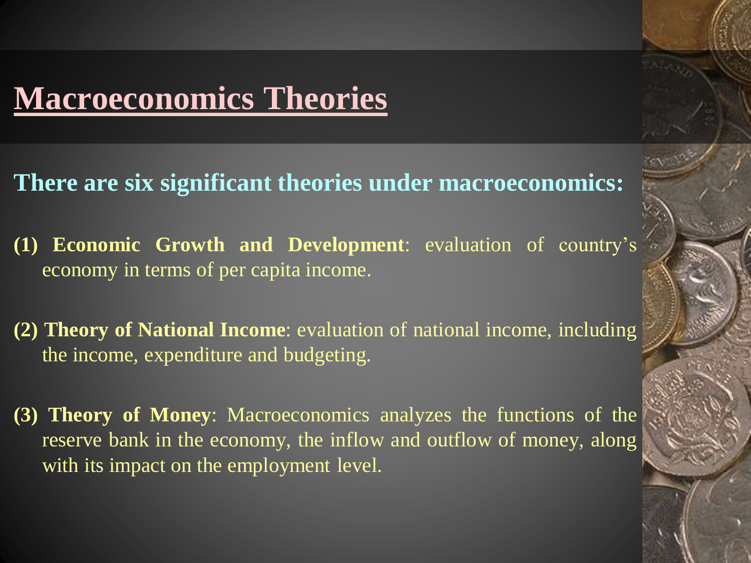# Macroeconomics Theories

**There are six significant theories under macroeconomics:**

**(1) Economic Growth and Development**: evaluation of country's economy in terms of per capita income.

**(2) Theory of National Income**: evaluation of national income, including the income, expenditure and budgeting.

**(3) Theory of Money**: Macroeconomics analyzes the functions of the reserve bank in the economy, the inflow and outflow of money, along with its impact on the employment level.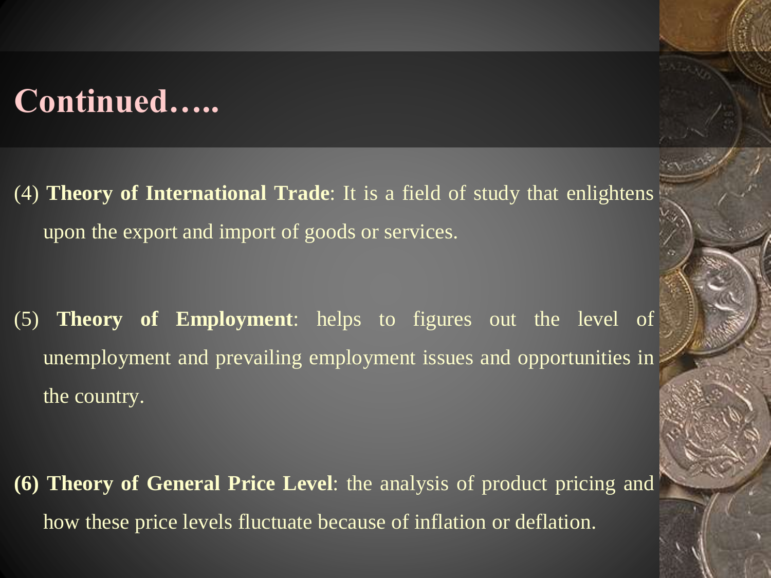# Continued…..

(4) **Theory of International Trade**: It is a field of study that enlightens upon the export and import of goods or services.

(5) **Theory of Employment**: helps to figures out the level of unemployment and prevailing employment issues and opportunities in the country.

**(6) Theory of General Price Level**: the analysis of product pricing and how these price levels fluctuate because of inflation or deflation.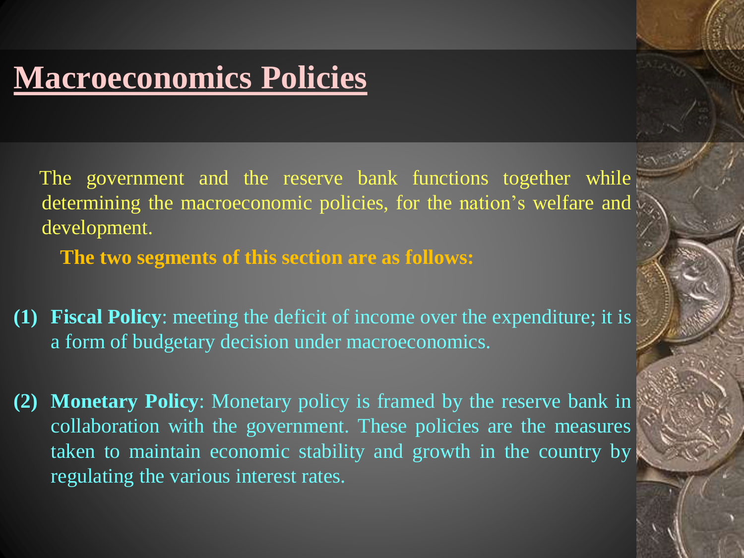# Macroeconomics Policies

The government and the reserve bank functions together while determining the macroeconomic policies, for the nation's welfare and development.

**The two segments of this section are as follows:**

**(1) Fiscal Policy**: meeting the deficit of income over the expenditure; it is a form of budgetary decision under macroeconomics.

**(2) Monetary Policy**: Monetary policy is framed by the reserve bank in collaboration with the government. These policies are the measures taken to maintain economic stability and growth in the country by regulating the various interest rates.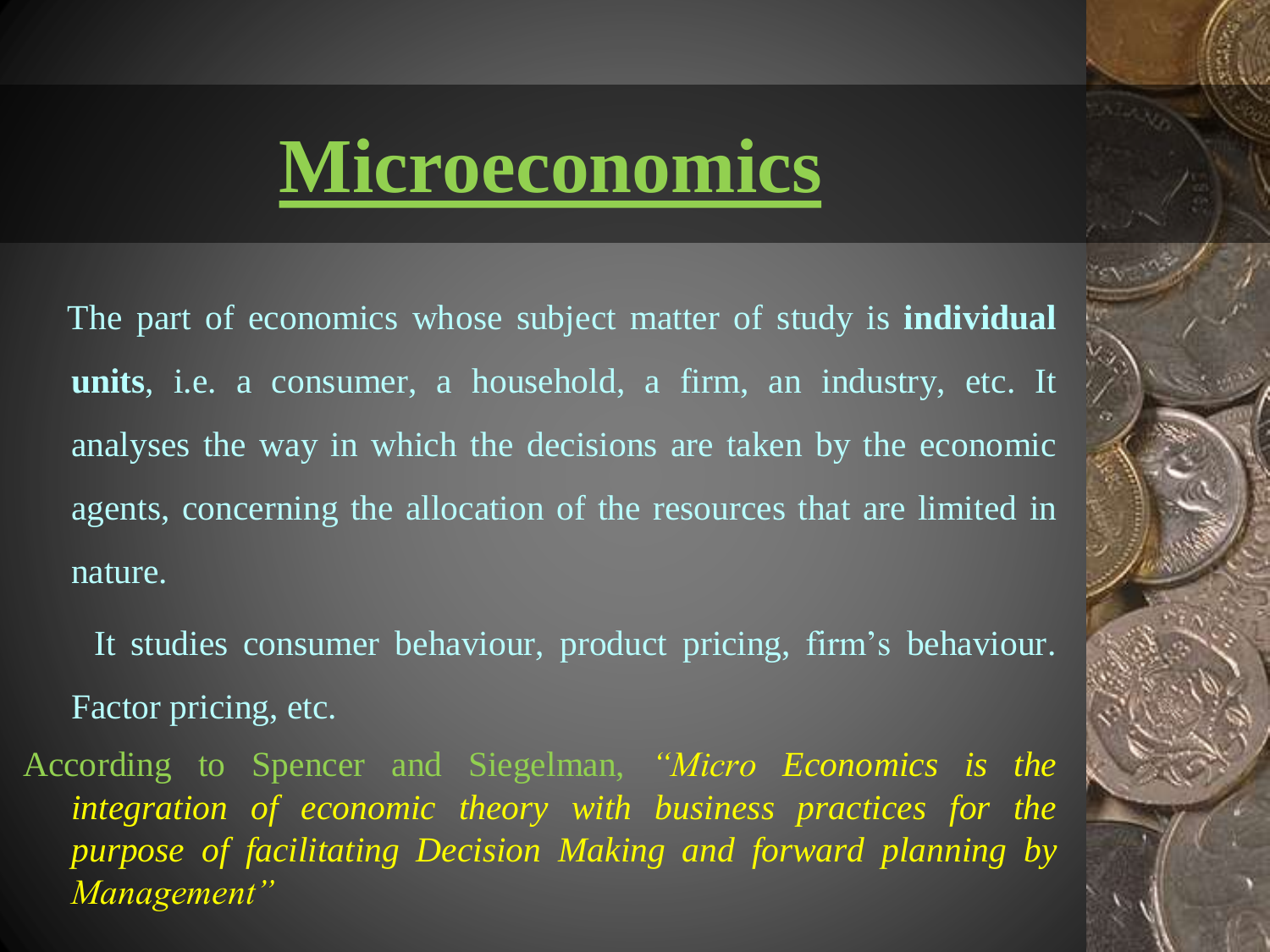# Microeconomics

The part of economics whose subject matter of study is **individual units**, i.e. a consumer, a household, a firm, an industry, etc. It analyses the way in which the decisions are taken by the economic agents, concerning the allocation of the resources that are limited in nature.

It studies consumer behaviour, product pricing, firm's behaviour. Factor pricing, etc.

According to Spencer and Siegelman, *"Micro Economics is the integration of economic theory with business practices for the purpose of facilitating Decision Making and forward planning by Management"*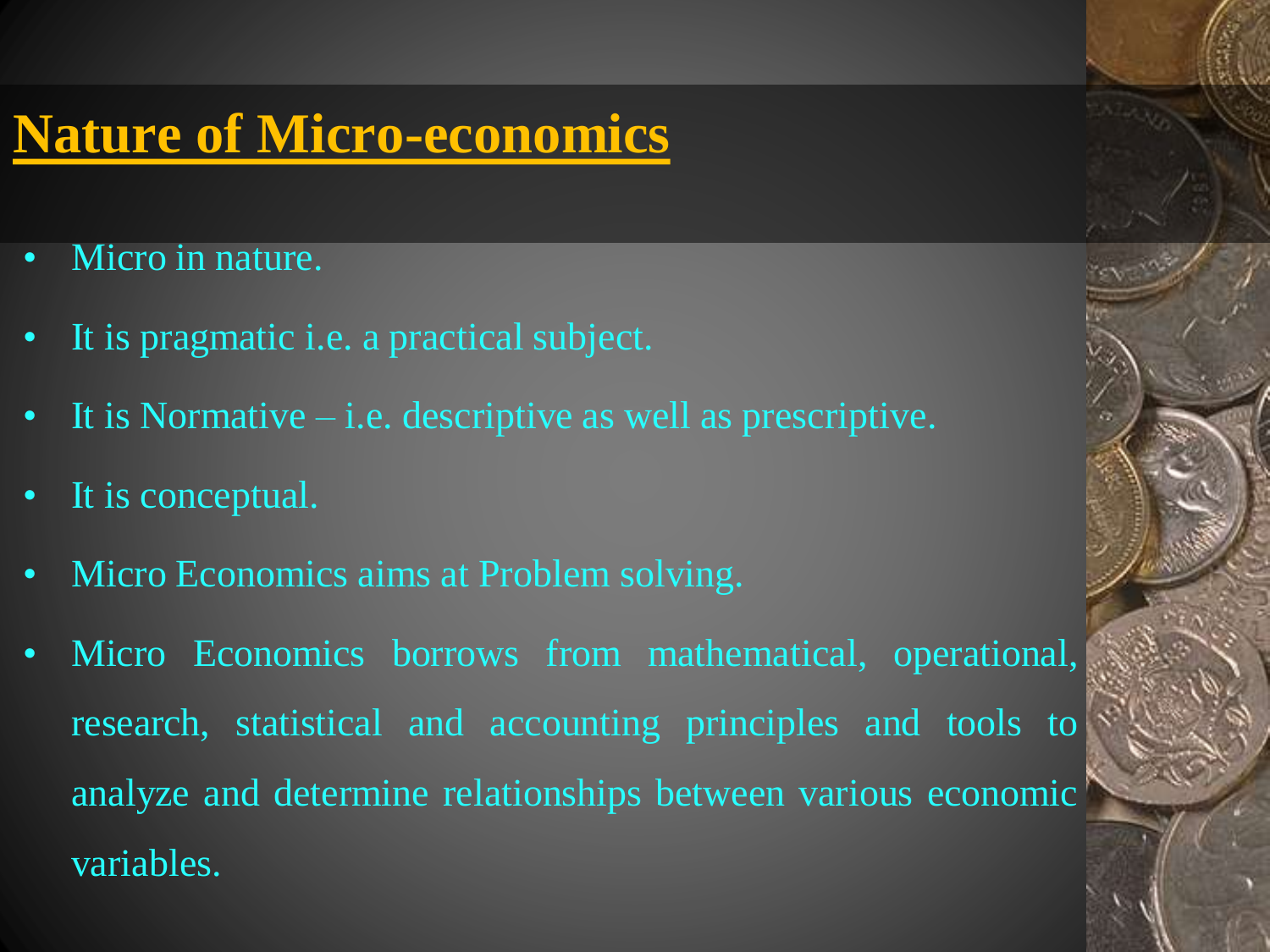# Nature of Micro-economics

- Micro in nature.
- It is pragmatic i.e. a practical subject.
- It is Normative – i.e. descriptive as well as prescriptive.
- It is conceptual.
- Micro Economics aims at Problem solving.
- Micro Economics borrows from mathematical, operational, research, statistical and accounting principles and tools to analyze and determine relationships between various economic variables.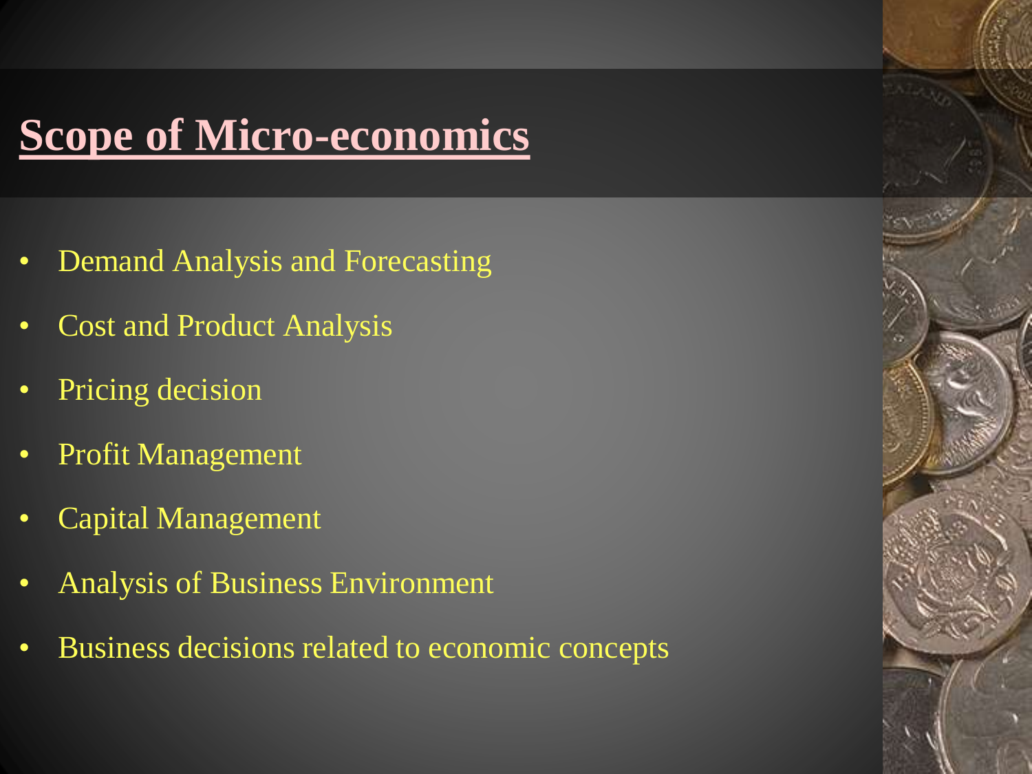# Scope of Micro-economics

- Demand Analysis and Forecasting
- Cost and Product Analysis
- Pricing decision
- Profit Management
- Capital Management
- Analysis of Business Environment
- Business decisions related to economic concepts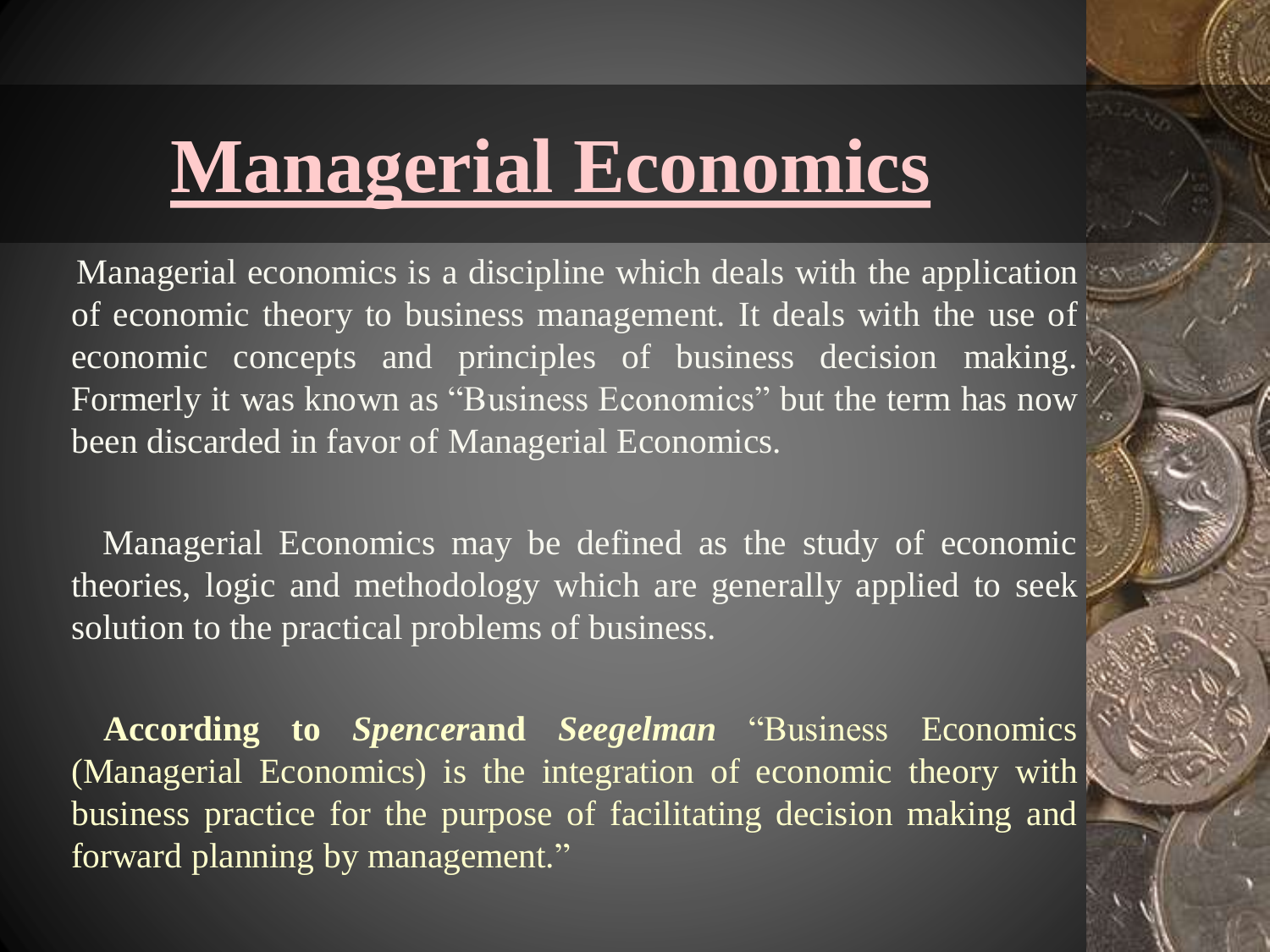# Managerial Economics

Managerial economics is a discipline which deals with the application of economic theory to business management. It deals with the use of economic concepts and principles of business decision making. Formerly it was known as "Business Economics" but the term has now been discarded in favor of Managerial Economics.

Managerial Economics may be defined as the study of economic theories, logic and methodology which are generally applied to seek solution to the practical problems of business.

**According to *Spencer*and *Seegelman*** "Business Economics (Managerial Economics) is the integration of economic theory with business practice for the purpose of facilitating decision making and forward planning by management."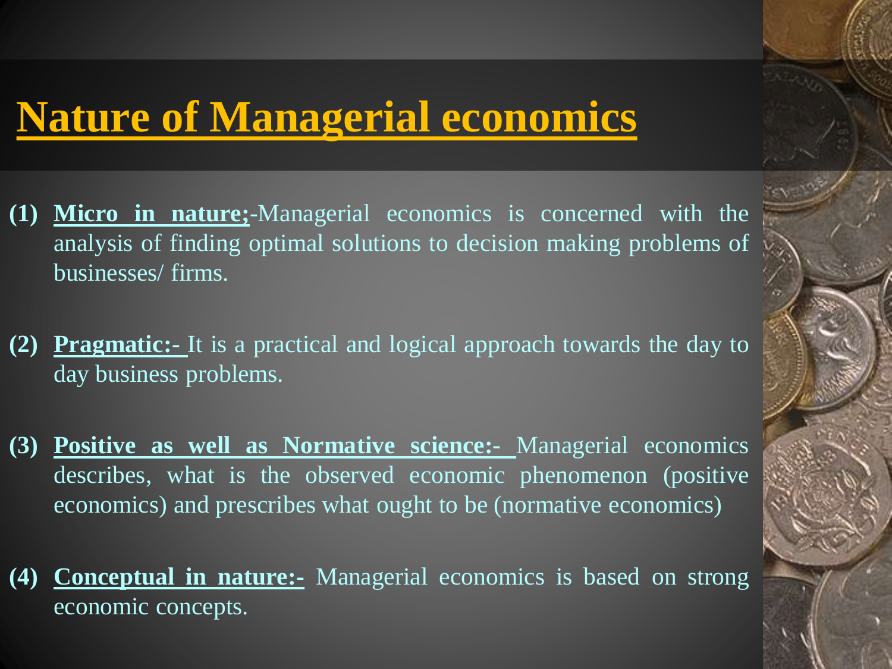# Nature of Managerial economics

1. **Micro in nature;**-Managerial economics is concerned with the analysis of finding optimal solutions to decision making problems of businesses/ firms.

2. **Pragmatic:-** It is a practical and logical approach towards the day to day business problems.

3. **Positive as well as Normative science:-** Managerial economics describes, what is the observed economic phenomenon (positive economics) and prescribes what ought to be (normative economics)

4. **Conceptual in nature:-** Managerial economics is based on strong economic concepts.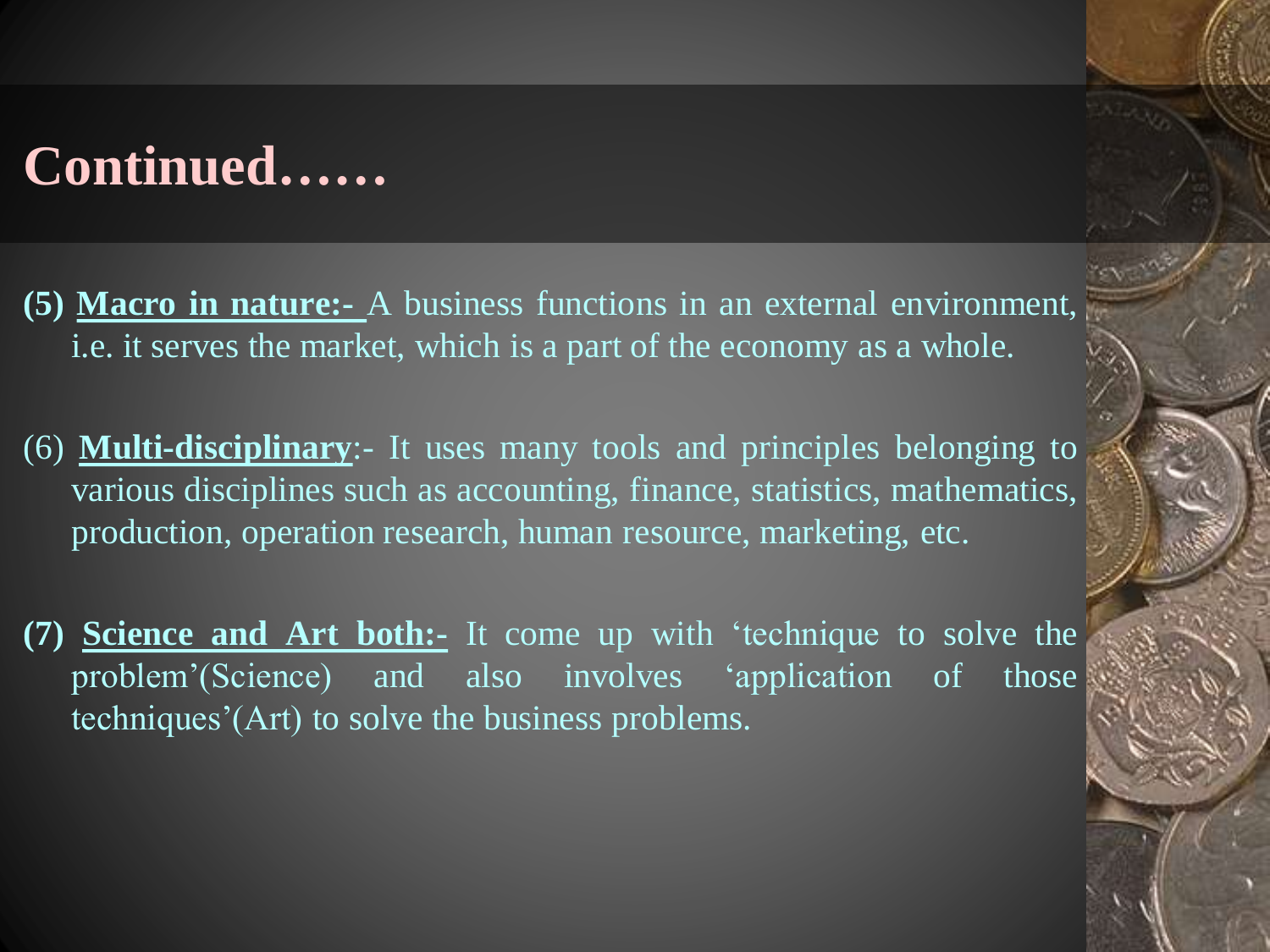# Continued……

**(5) Macro in nature:-** A business functions in an external environment, i.e. it serves the market, which is a part of the economy as a whole.

(6) **Multi-disciplinary**:- It uses many tools and principles belonging to various disciplines such as accounting, finance, statistics, mathematics, production, operation research, human resource, marketing, etc.

**(7) Science and Art both:-** It come up with 'technique to solve the problem'(Science) and also involves 'application of those techniques'(Art) to solve the business problems.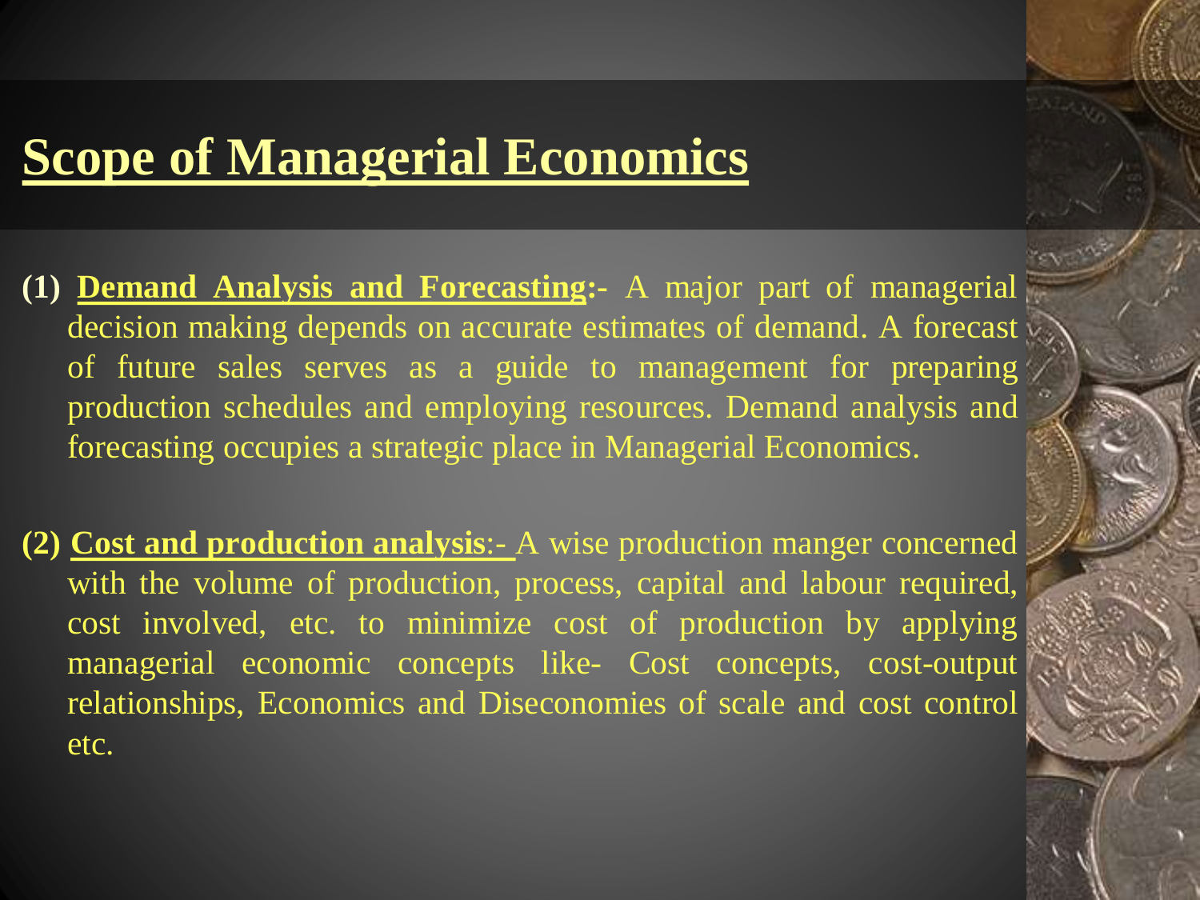# Scope of Managerial Economics

**(1) Demand Analysis and Forecasting:-** A major part of managerial decision making depends on accurate estimates of demand. A forecast of future sales serves as a guide to management for preparing production schedules and employing resources. Demand analysis and forecasting occupies a strategic place in Managerial Economics.

**(2) Cost and production analysis**:- A wise production manger concerned with the volume of production, process, capital and labour required, cost involved, etc. to minimize cost of production by applying managerial economic concepts like- Cost concepts, cost-output relationships, Economics and Diseconomies of scale and cost control etc.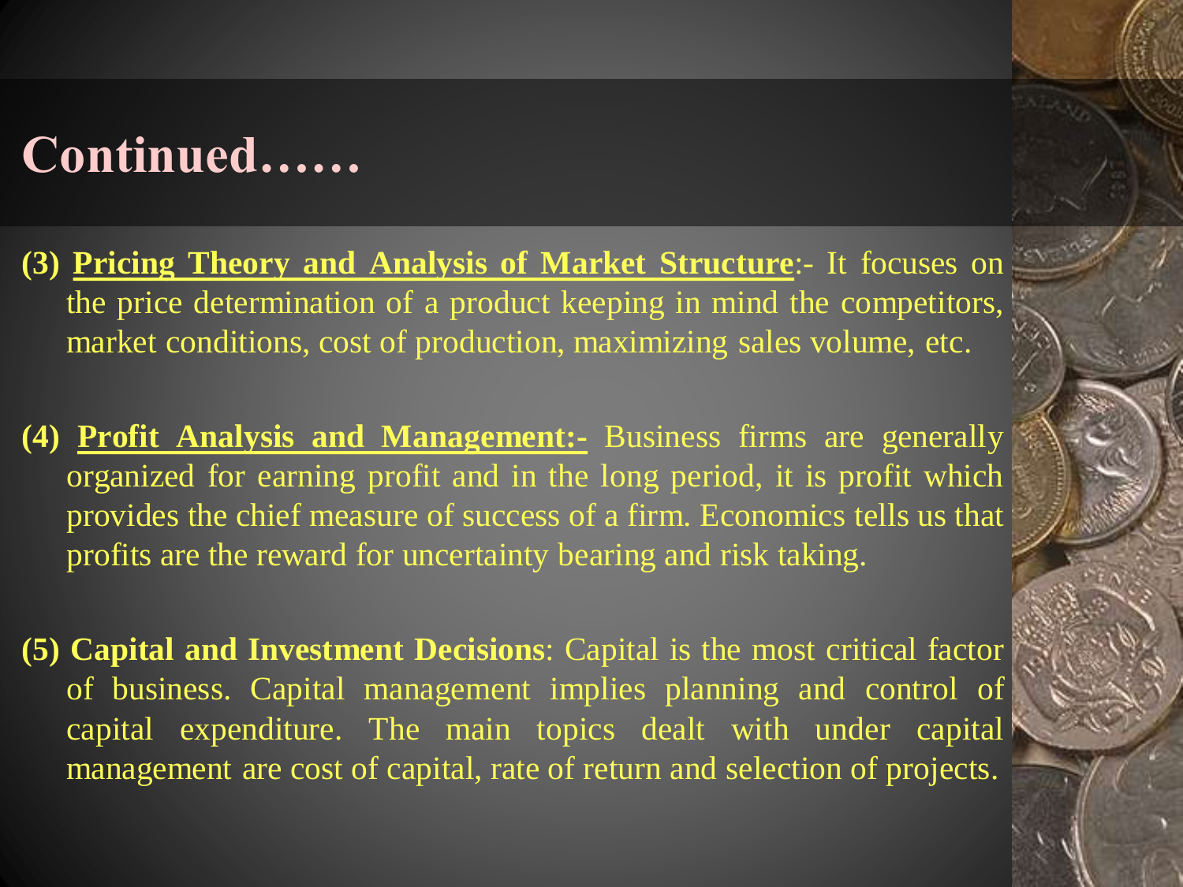# Continued……

**(3) Pricing Theory and Analysis of Market Structure**:- It focuses on the price determination of a product keeping in mind the competitors, market conditions, cost of production, maximizing sales volume, etc.

**(4) Profit Analysis and Management:-** Business firms are generally organized for earning profit and in the long period, it is profit which provides the chief measure of success of a firm. Economics tells us that profits are the reward for uncertainty bearing and risk taking.

**(5) Capital and Investment Decisions**: Capital is the most critical factor of business. Capital management implies planning and control of capital expenditure. The main topics dealt with under capital management are cost of capital, rate of return and selection of projects.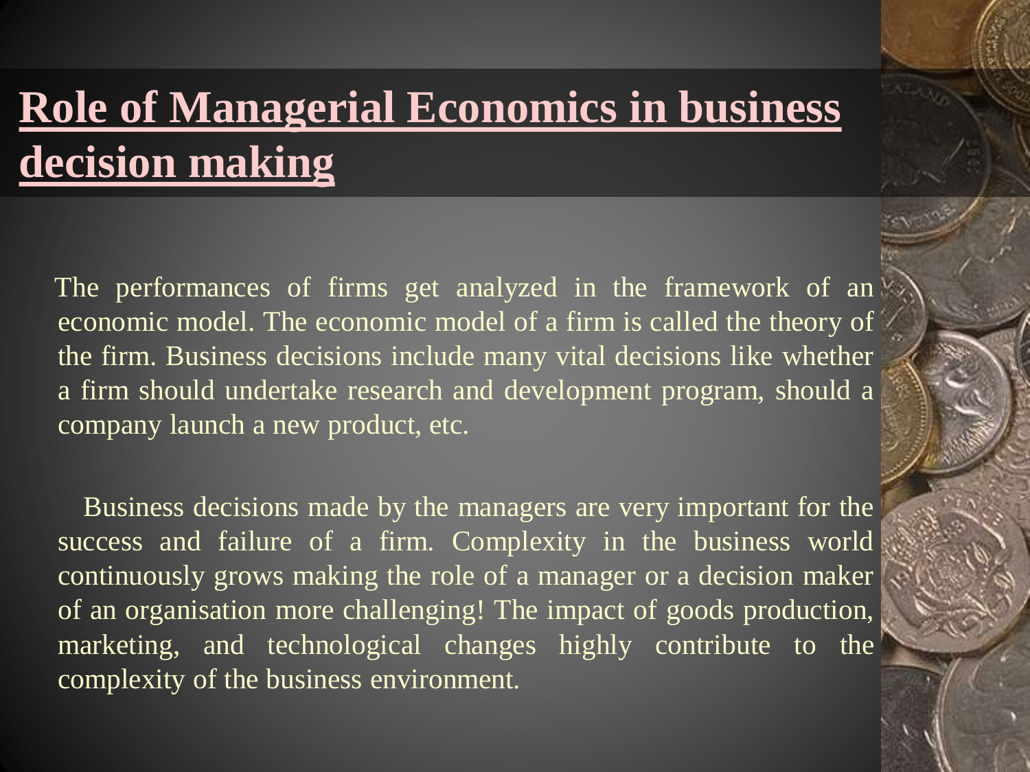# Role of Managerial Economics in business decision making

The performances of firms get analyzed in the framework of an economic model. The economic model of a firm is called the theory of the firm. Business decisions include many vital decisions like whether a firm should undertake research and development program, should a company launch a new product, etc.

Business decisions made by the managers are very important for the success and failure of a firm. Complexity in the business world continuously grows making the role of a manager or a decision maker of an organisation more challenging! The impact of goods production, marketing, and technological changes highly contribute to the complexity of the business environment.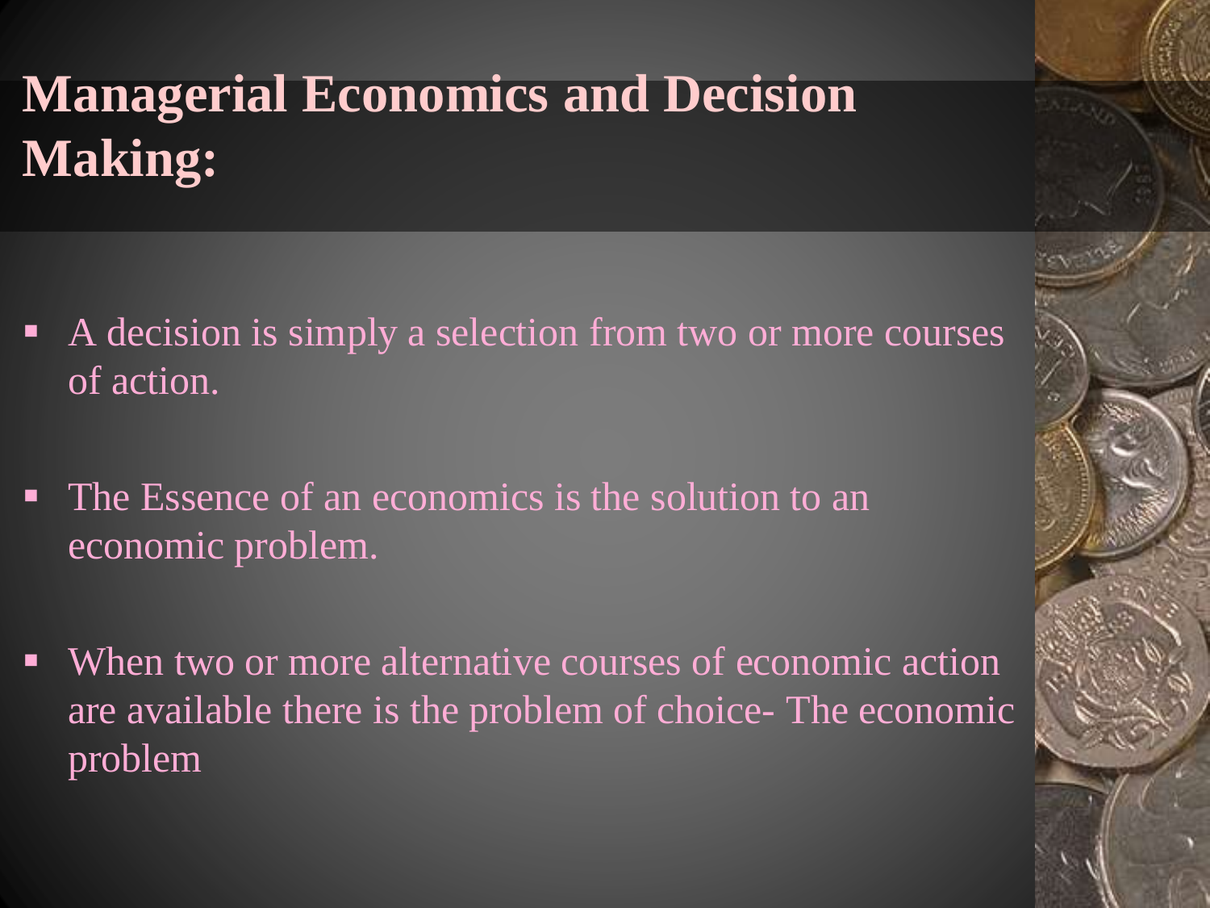# Managerial Economics and Decision Making:

- A decision is simply a selection from two or more courses of action.
- The Essence of an economics is the solution to an economic problem.
- When two or more alternative courses of economic action are available there is the problem of choice- The economic problem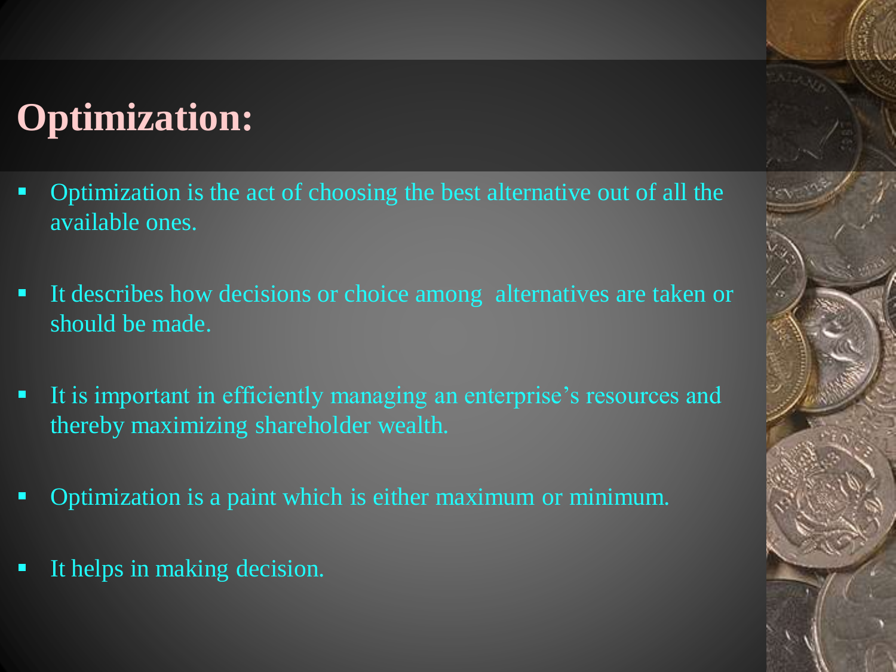# Optimization:

- Optimization is the act of choosing the best alternative out of all the available ones.

- It describes how decisions or choice among alternatives are taken or should be made.

- It is important in efficiently managing an enterprise's resources and thereby maximizing shareholder wealth.

- Optimization is a paint which is either maximum or minimum.

- It helps in making decision.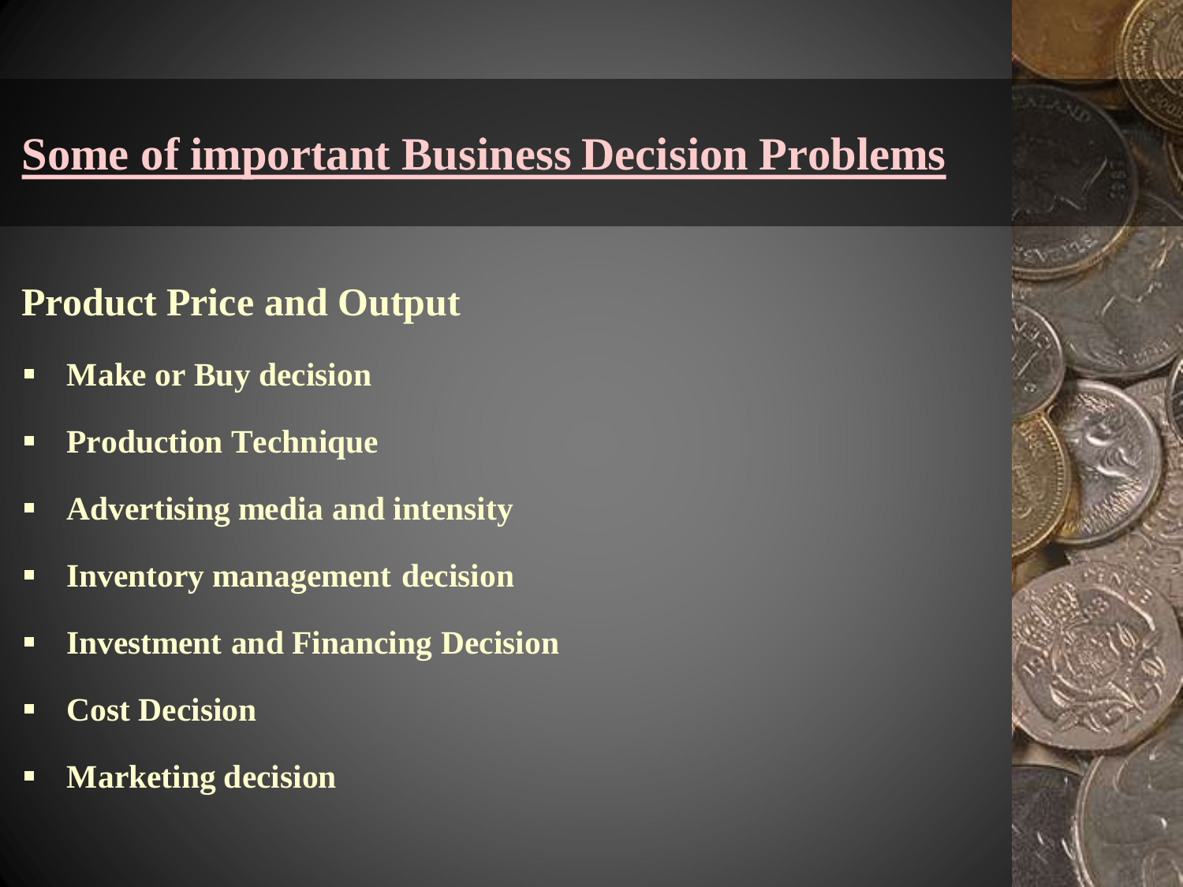# Some of important Business Decision Problems

## Product Price and Output

- Make or Buy decision
- Production Technique
- Advertising media and intensity
- Inventory management decision
- Investment and Financing Decision
- Cost Decision
- Marketing decision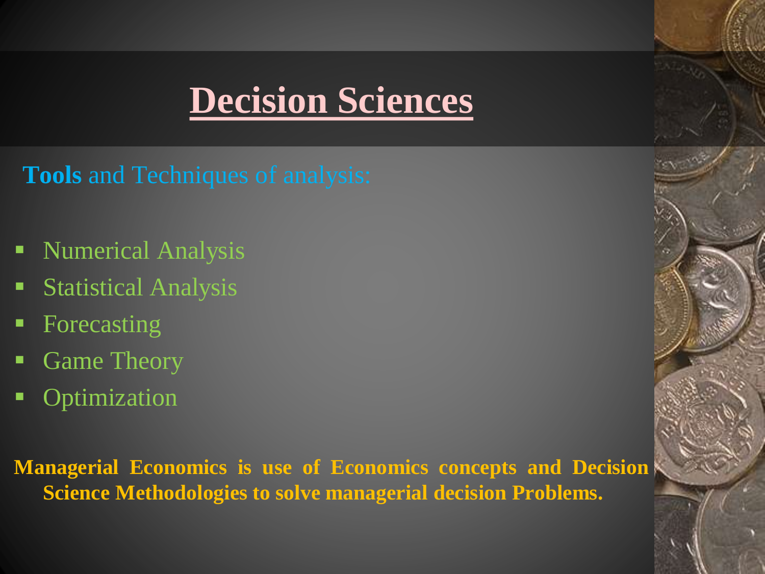# Decision Sciences

**Tools** and Techniques of analysis:

- Numerical Analysis
- Statistical Analysis
- Forecasting
- Game Theory
- Optimization

**Managerial Economics is use of Economics concepts and Decision Science Methodologies to solve managerial decision Problems.**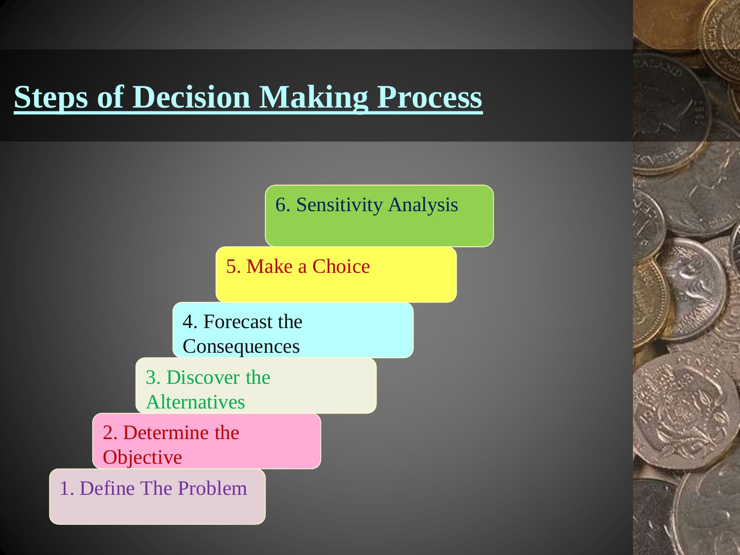# Steps of Decision Making Process

1. Define The Problem
2. Determine the Objective
3. Discover the Alternatives
4. Forecast the Consequences
5. Make a Choice
6. Sensitivity Analysis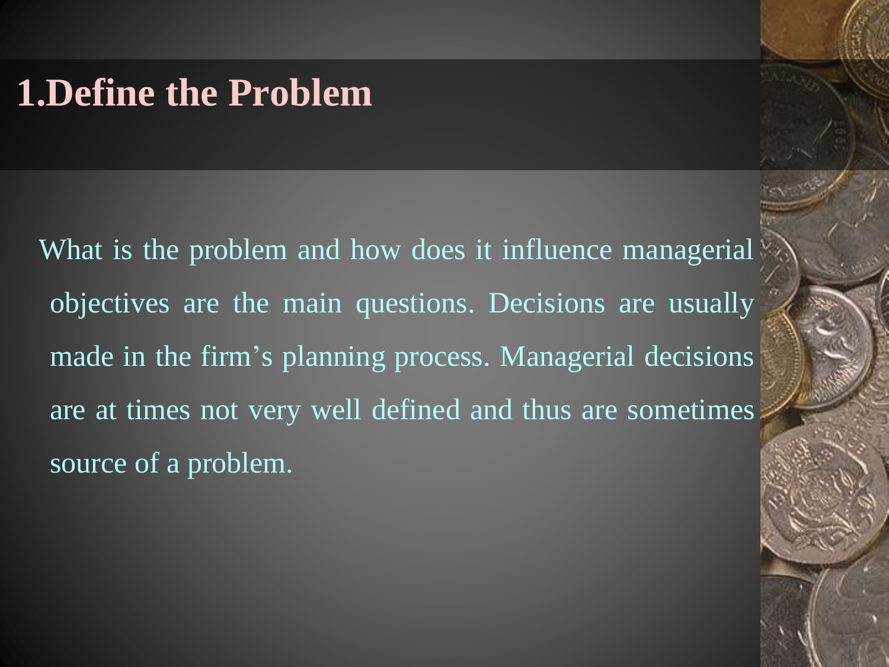# 1.Define the Problem

What is the problem and how does it influence managerial objectives are the main questions. Decisions are usually made in the firm's planning process. Managerial decisions are at times not very well defined and thus are sometimes source of a problem.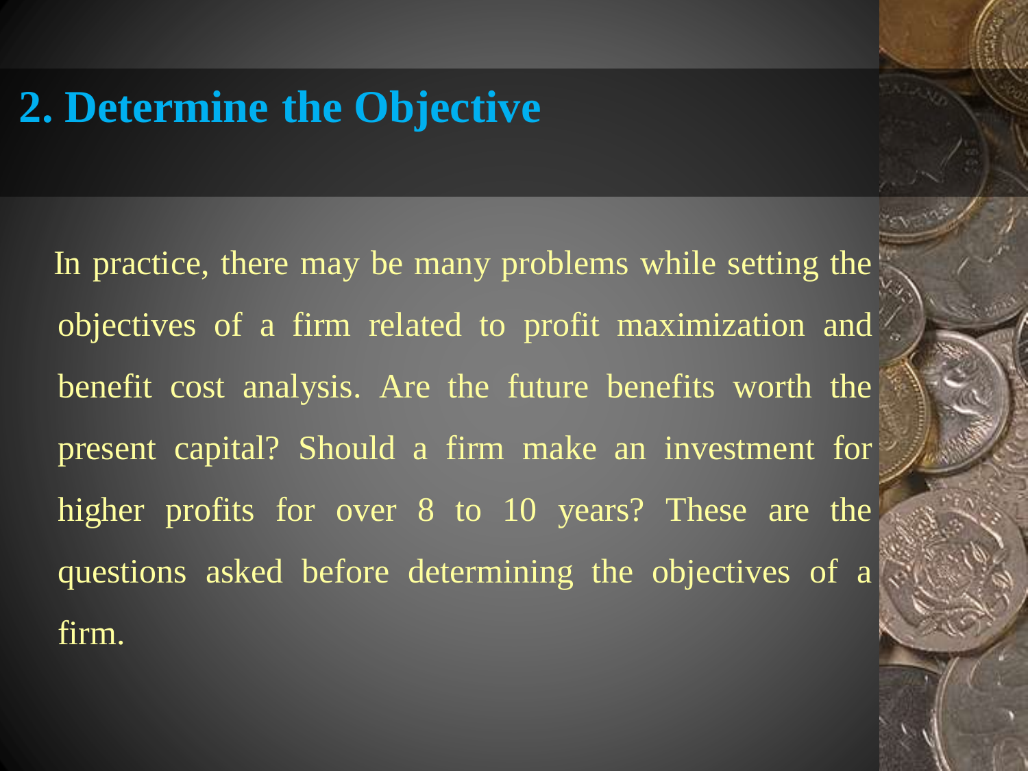## 2. Determine the Objective

In practice, there may be many problems while setting the objectives of a firm related to profit maximization and benefit cost analysis. Are the future benefits worth the present capital? Should a firm make an investment for higher profits for over 8 to 10 years? These are the questions asked before determining the objectives of a firm.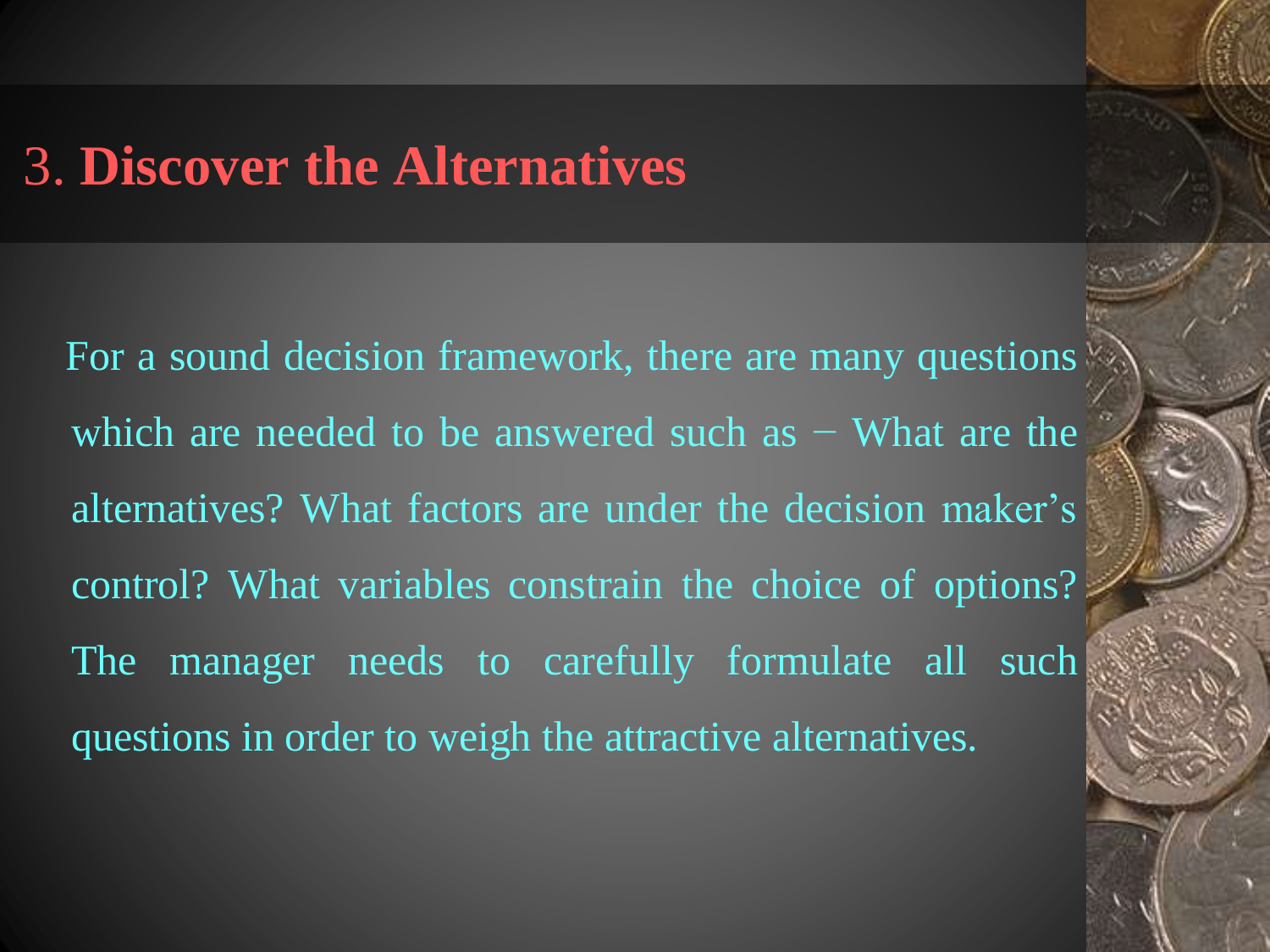# 3. **Discover the Alternatives**

For a sound decision framework, there are many questions which are needed to be answered such as − What are the alternatives? What factors are under the decision maker's control? What variables constrain the choice of options? The manager needs to carefully formulate all such questions in order to weigh the attractive alternatives.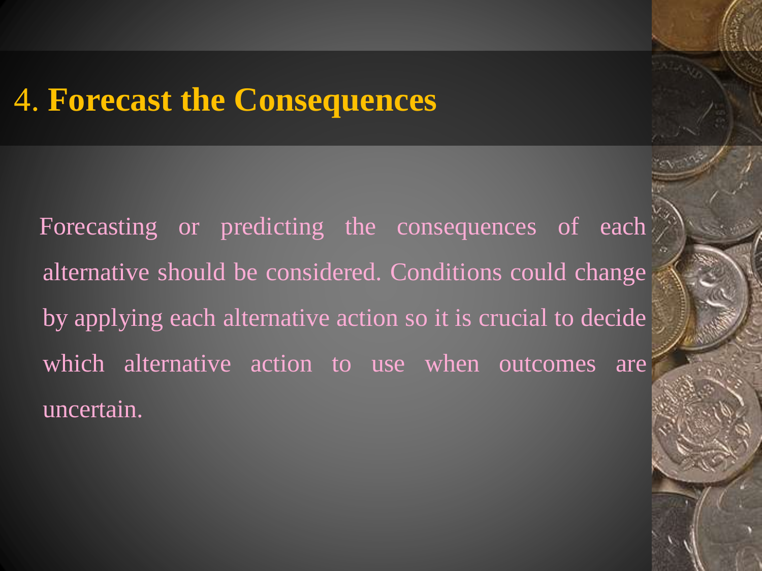# 4. Forecast the Consequences

Forecasting or predicting the consequences of each alternative should be considered. Conditions could change by applying each alternative action so it is crucial to decide which alternative action to use when outcomes are uncertain.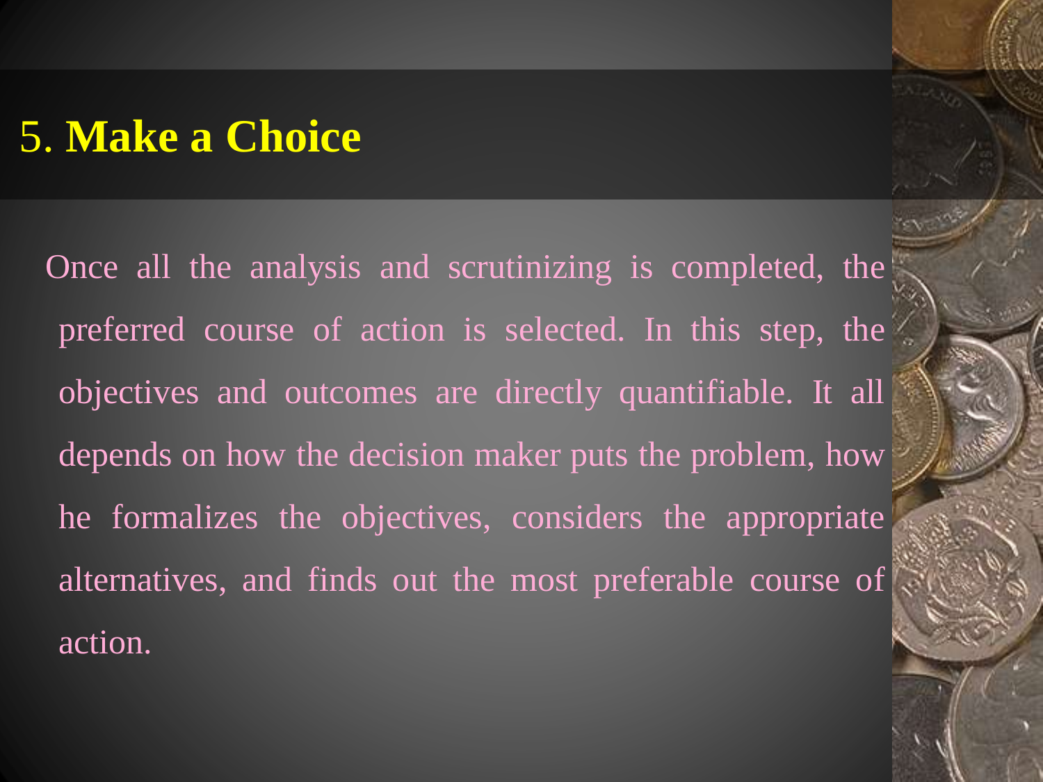## 5. **Make a Choice**

Once all the analysis and scrutinizing is completed, the preferred course of action is selected. In this step, the objectives and outcomes are directly quantifiable. It all depends on how the decision maker puts the problem, how he formalizes the objectives, considers the appropriate alternatives, and finds out the most preferable course of action.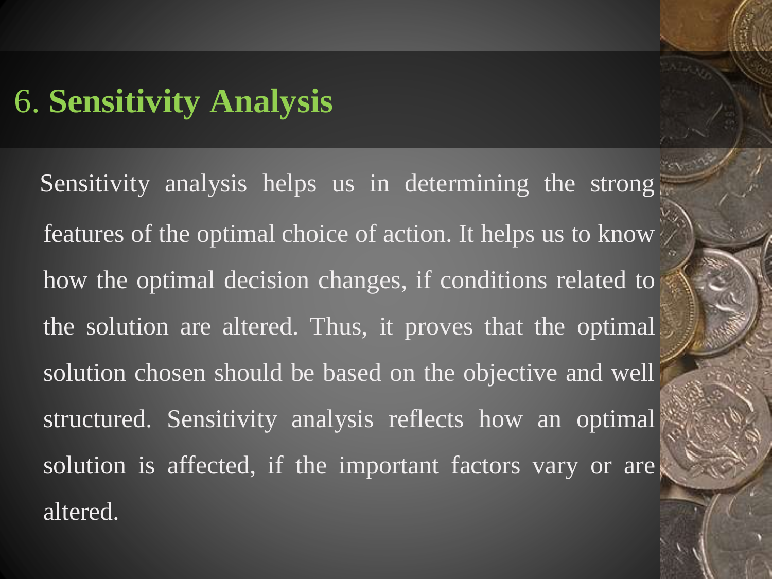# 6. **Sensitivity Analysis**

Sensitivity analysis helps us in determining the strong features of the optimal choice of action. It helps us to know how the optimal decision changes, if conditions related to the solution are altered. Thus, it proves that the optimal solution chosen should be based on the objective and well structured. Sensitivity analysis reflects how an optimal solution is affected, if the important factors vary or are altered.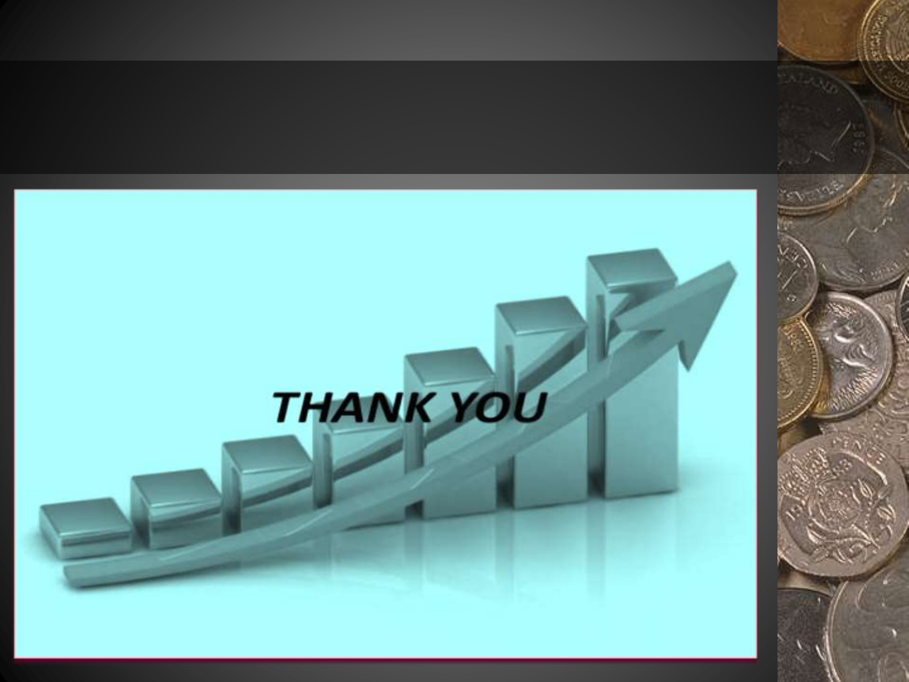THANK YOU